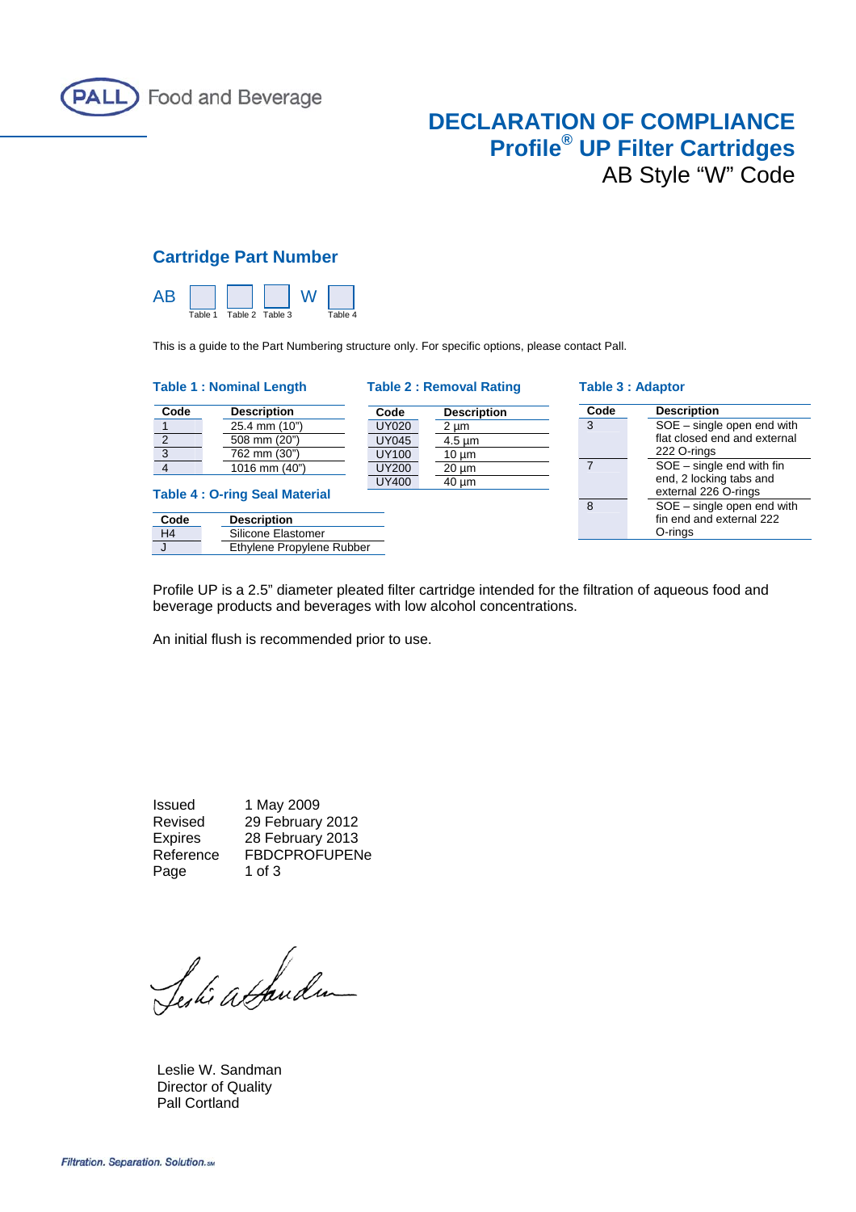Food and Beverage

# DECLARATION OF COMPLIANCE
## Profile® UP Filter Cartridges
AB Style "W" Code

### Cartridge Part Number

AB [Table 1] [Table 2] [Table 3] W [Table 4]

This is a guide to the Part Numbering structure only. For specific options, please contact Pall.

**Table 1 : Nominal Length**

| Code | Description |
|---|---|
| 1 | 25.4 mm (10") |
| 2 | 508 mm (20") |
| 3 | 762 mm (30") |
| 4 | 1016 mm (40") |

**Table 2 : Removal Rating**

| Code | Description |
|---|---|
| UY020 | 2 µm |
| UY045 | 4.5 µm |
| UY100 | 10 µm |
| UY200 | 20 µm |
| UY400 | 40 µm |

**Table 3 : Adaptor**

| Code | Description |
|---|---|
| 3 | SOE – single open end with flat closed end and external 222 O-rings |
| 7 | SOE – single end with fin end, 2 locking tabs and external 226 O-rings |
| 8 | SOE – single open end with fin end and external 222 O-rings |

**Table 4 : O-ring Seal Material**

| Code | Description |
|---|---|
| H4 | Silicone Elastomer |
| J | Ethylene Propylene Rubber |

Profile UP is a 2.5" diameter pleated filter cartridge intended for the filtration of aqueous food and beverage products and beverages with low alcohol concentrations.

An initial flush is recommended prior to use.

| | |
|---|---|
| Issued | 1 May 2009 |
| Revised | 29 February 2012 |
| Expires | 28 February 2013 |
| Reference | FBDCPROFUPENe |
| Page | 1 of 3 |

Leslie W. Sandman
Director of Quality
Pall Cortland

Filtration. Separation. Solution.SM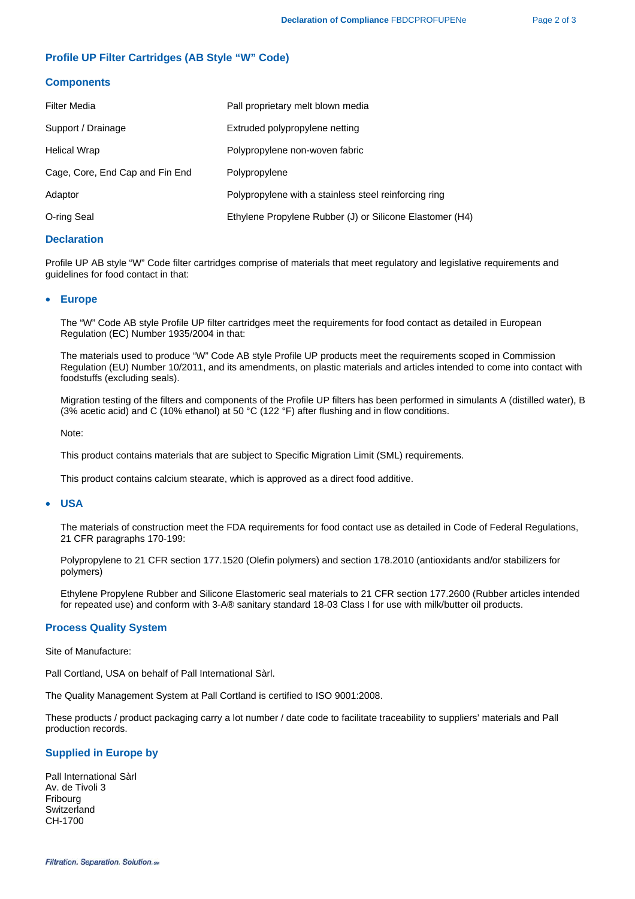## Profile UP Filter Cartridges (AB Style “W” Code)

### Components

| Component | Material |
|---|---|
| Filter Media | Pall proprietary melt blown media |
| Support / Drainage | Extruded polypropylene netting |
| Helical Wrap | Polypropylene non-woven fabric |
| Cage, Core, End Cap and Fin End | Polypropylene |
| Adaptor | Polypropylene with a stainless steel reinforcing ring |
| O-ring Seal | Ethylene Propylene Rubber (J) or Silicone Elastomer (H4) |

### Declaration

Profile UP AB style “W” Code filter cartridges comprise of materials that meet regulatory and legislative requirements and guidelines for food contact in that:

- **Europe**

  The “W” Code AB style Profile UP filter cartridges meet the requirements for food contact as detailed in European Regulation (EC) Number 1935/2004 in that:

  The materials used to produce “W” Code AB style Profile UP products meet the requirements scoped in Commission Regulation (EU) Number 10/2011, and its amendments, on plastic materials and articles intended to come into contact with foodstuffs (excluding seals).

  Migration testing of the filters and components of the Profile UP filters has been performed in simulants A (distilled water), B (3% acetic acid) and C (10% ethanol) at 50 °C (122 °F) after flushing and in flow conditions.

  Note:

  This product contains materials that are subject to Specific Migration Limit (SML) requirements.

  This product contains calcium stearate, which is approved as a direct food additive.

- **USA**

  The materials of construction meet the FDA requirements for food contact use as detailed in Code of Federal Regulations, 21 CFR paragraphs 170-199:

  Polypropylene to 21 CFR section 177.1520 (Olefin polymers) and section 178.2010 (antioxidants and/or stabilizers for polymers)

  Ethylene Propylene Rubber and Silicone Elastomeric seal materials to 21 CFR section 177.2600 (Rubber articles intended for repeated use) and conform with 3-A® sanitary standard 18-03 Class I for use with milk/butter oil products.

### Process Quality System

Site of Manufacture:

Pall Cortland, USA on behalf of Pall International Sàrl.

The Quality Management System at Pall Cortland is certified to ISO 9001:2008.

These products / product packaging carry a lot number / date code to facilitate traceability to suppliers’ materials and Pall production records.

### Supplied in Europe by

Pall International Sàrl
Av. de Tivoli 3
Fribourg
Switzerland
CH-1700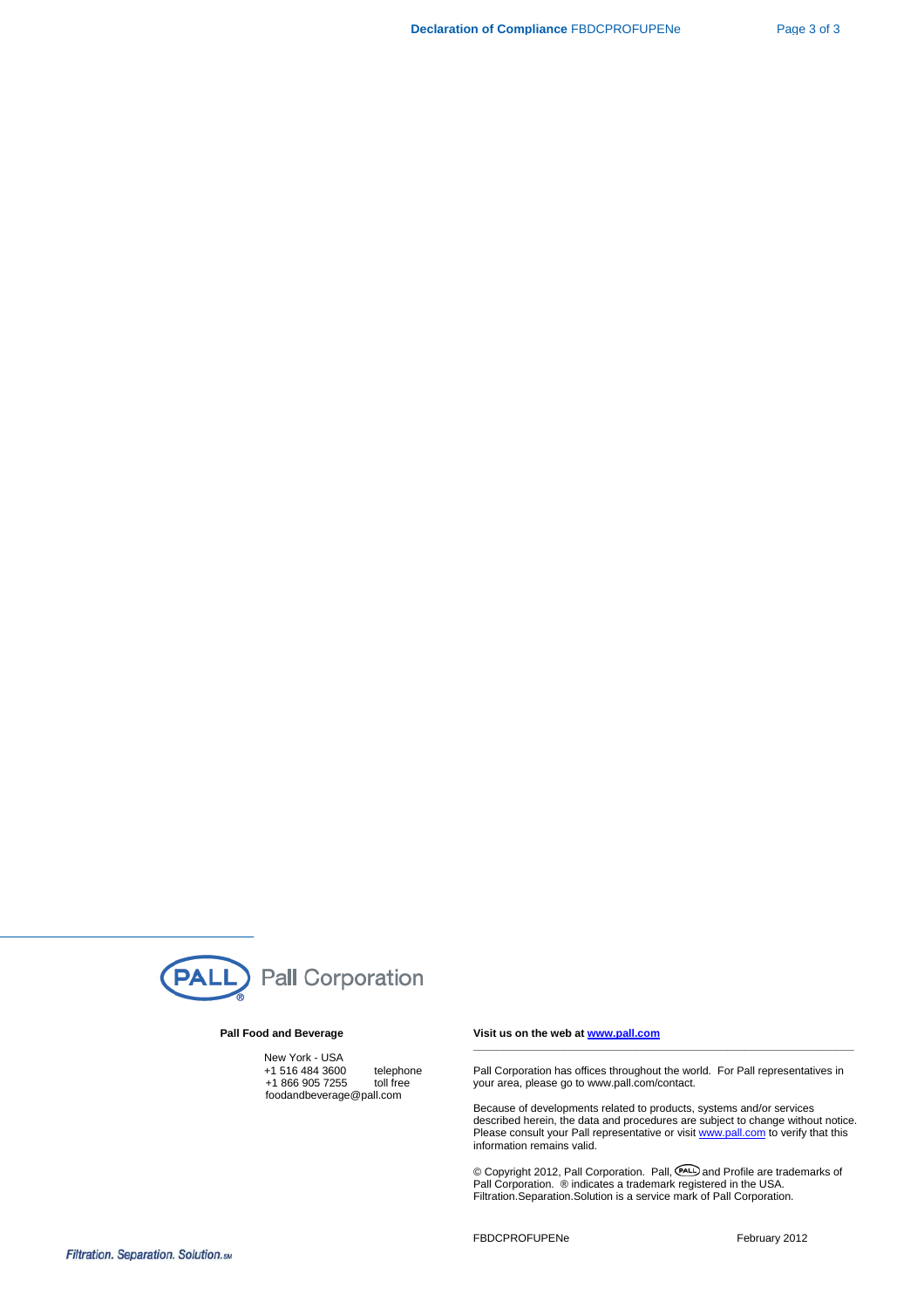Pall Corporation

**Pall Food and Beverage**

New York - USA
+1 516 484 3600 telephone
+1 866 905 7255 toll free
foodandbeverage@pall.com

**Visit us on the web at www.pall.com**

Pall Corporation has offices throughout the world. For Pall representatives in your area, please go to www.pall.com/contact.

Because of developments related to products, systems and/or services described herein, the data and procedures are subject to change without notice. Please consult your Pall representative or visit www.pall.com to verify that this information remains valid.

© Copyright 2012, Pall Corporation. Pall, PALL and Profile are trademarks of Pall Corporation. ® indicates a trademark registered in the USA. Filtration.Separation.Solution is a service mark of Pall Corporation.

FBDCPROFUPENe February 2012

*Filtration. Separation. Solution.SM*